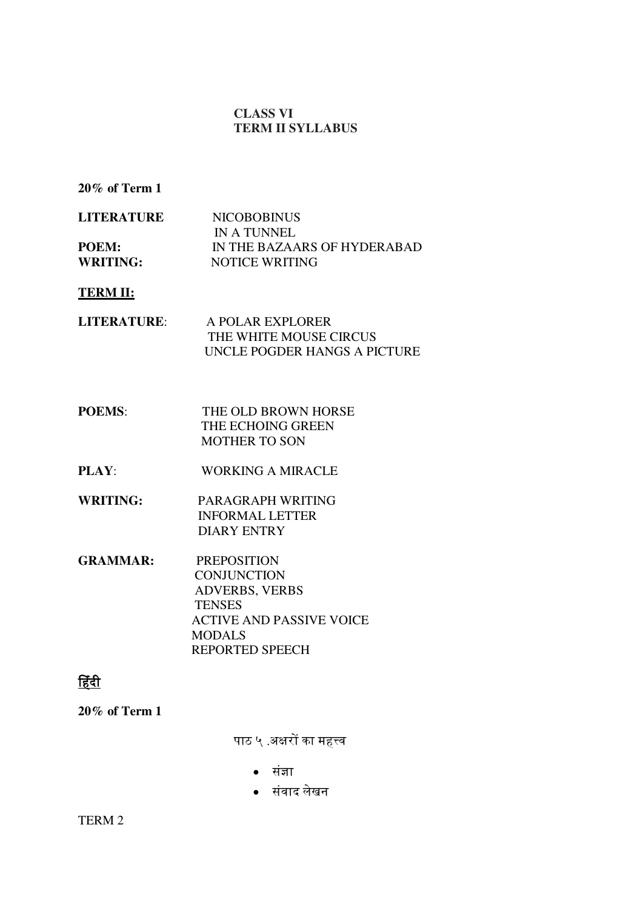# CLASS VI
## TERM II SYLLABUS

**20% of Term 1**

**LITERATURE** NICOBOBINUS
IN A TUNNEL

**POEM:** IN THE BAZAARS OF HYDERABAD

**WRITING:** NOTICE WRITING

**<u>TERM II:</u>**

**LITERATURE**: A POLAR EXPLORER
THE WHITE MOUSE CIRCUS
UNCLE POGDER HANGS A PICTURE

**POEMS**: THE OLD BROWN HORSE
THE ECHOING GREEN
MOTHER TO SON

**PLAY**: WORKING A MIRACLE

**WRITING:** PARAGRAPH WRITING
INFORMAL LETTER
DIARY ENTRY

**GRAMMAR:** PREPOSITION
CONJUNCTION
ADVERBS, VERBS
TENSES
ACTIVE AND PASSIVE VOICE
MODALS
REPORTED SPEECH

## <u>हिंदी</u>

**20% of Term 1**

पाठ ५ .अक्षरों का महत्त्व

- संज्ञा
- संवाद लेखन

TERM 2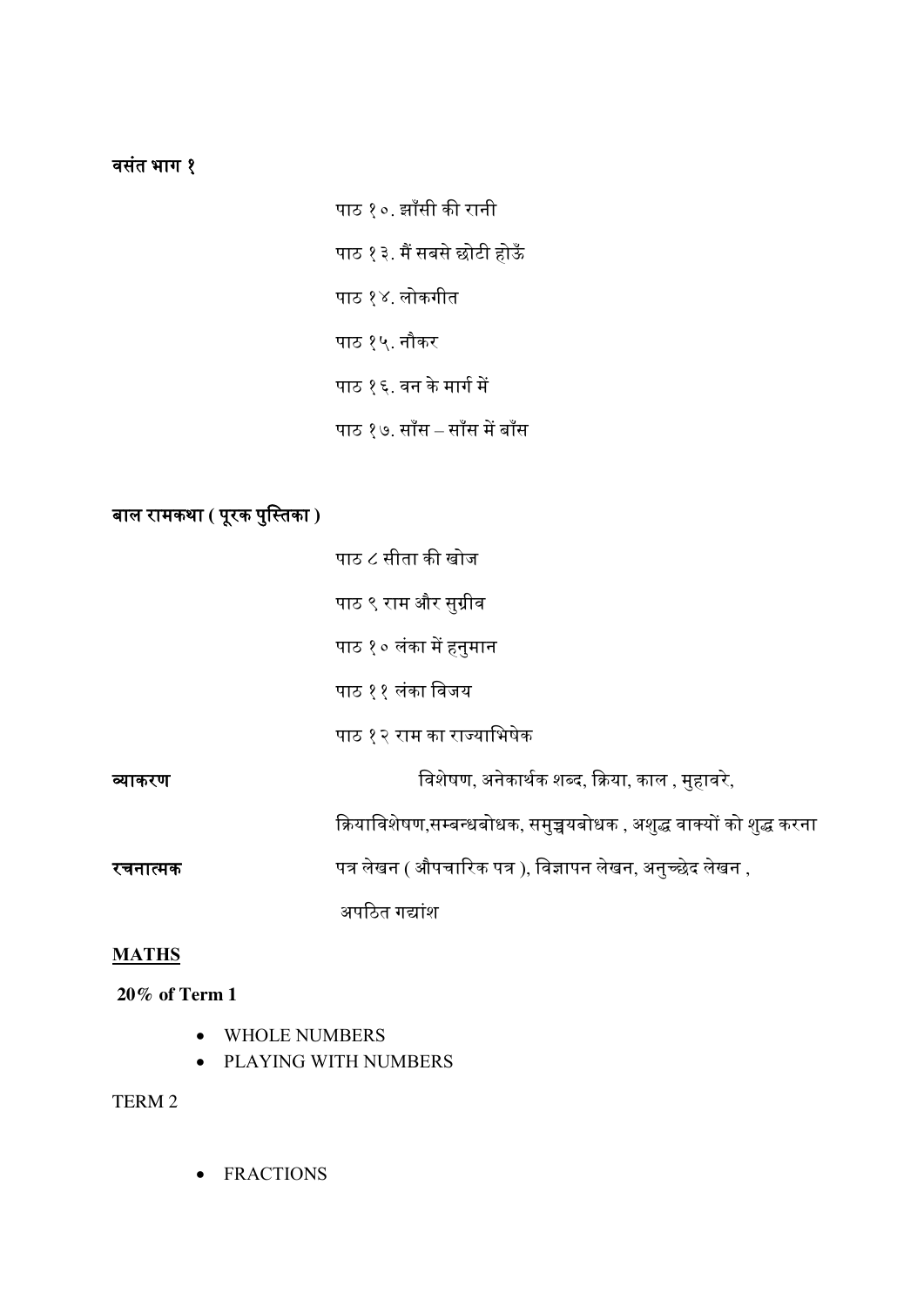**वसंत भाग १**

पाठ १०. झाँसी की रानी

पाठ १३. मैं सबसे छोटी होऊँ

पाठ १४. लोकगीत

पाठ १५. नौकर

पाठ १६. वन के मार्ग में

पाठ १७. साँस – साँस में बाँस

**बाल रामकथा ( पूरक पुस्तिका )**

पाठ ८ सीता की खोज

पाठ ९ राम और सुग्रीव

पाठ १० लंका में हनुमान

पाठ ११ लंका विजय

पाठ १२ राम का राज्याभिषेक

**व्याकरण** विशेषण, अनेकार्थक शब्द, क्रिया, काल , मुहावरे,

क्रियाविशेषण,सम्बन्धबोधक, समुच्चयबोधक , अशुद्ध वाक्यों को शुद्ध करना

**रचनात्मक** पत्र लेखन ( औपचारिक पत्र ), विज्ञापन लेखन, अनुच्छेद लेखन ,

अपठित गद्यांश

**MATHS**

**20% of Term 1**

- WHOLE NUMBERS
- PLAYING WITH NUMBERS

TERM 2

- FRACTIONS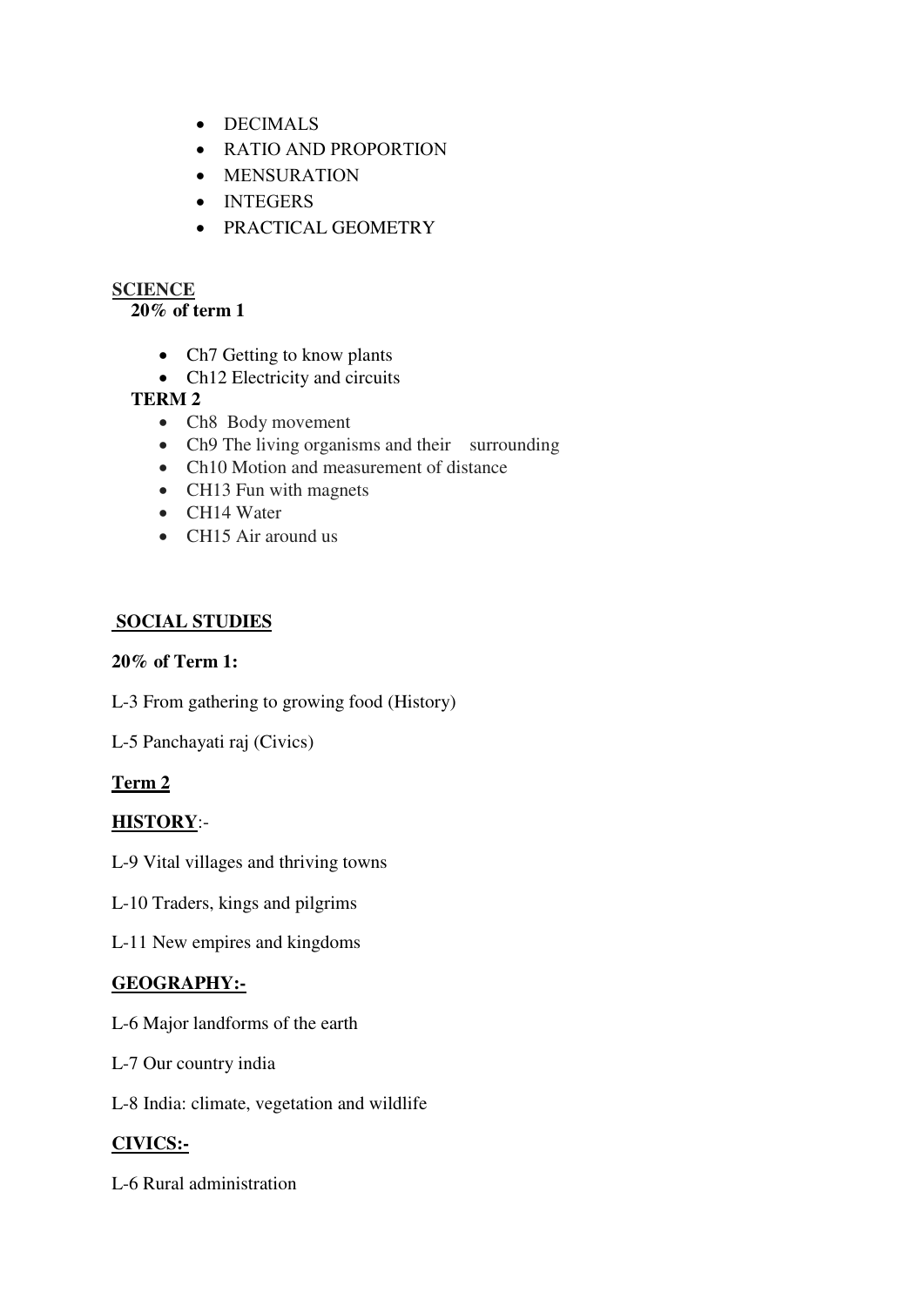- DECIMALS
- RATIO AND PROPORTION
- MENSURATION
- INTEGERS
- PRACTICAL GEOMETRY

**SCIENCE**

**20% of term 1**

- Ch7 Getting to know plants
- Ch12 Electricity and circuits

**TERM 2**

- Ch8 Body movement
- Ch9 The living organisms and their surrounding
- Ch10 Motion and measurement of distance
- CH13 Fun with magnets
- CH14 Water
- CH15 Air around us

**SOCIAL STUDIES**

**20% of Term 1:**

L-3 From gathering to growing food (History)

L-5 Panchayati raj (Civics)

**Term 2**

**HISTORY**:-

L-9 Vital villages and thriving towns

L-10 Traders, kings and pilgrims

L-11 New empires and kingdoms

**GEOGRAPHY:-**

L-6 Major landforms of the earth

L-7 Our country india

L-8 India: climate, vegetation and wildlife

**CIVICS:-**

L-6 Rural administration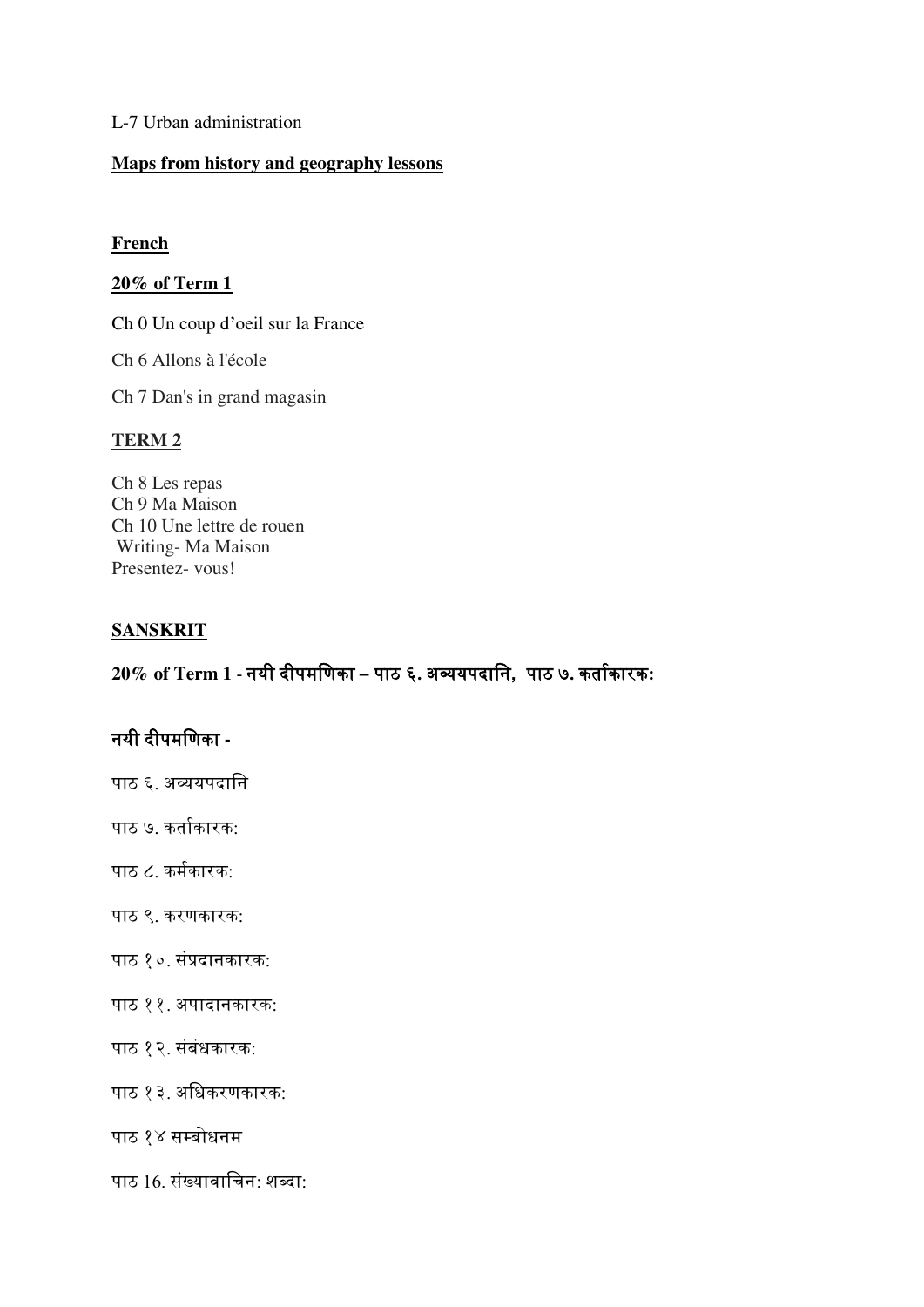L-7 Urban administration

**Maps from history and geography lessons**

**French**

**20% of Term 1**

Ch 0 Un coup d'oeil sur la France

Ch 6 Allons à l'école

Ch 7 Dan's in grand magasin

**TERM 2**

Ch 8 Les repas
Ch 9 Ma Maison
Ch 10 Une lettre de rouen
Writing- Ma Maison
Presentez- vous!

**SANSKRIT**

**20% of Term 1 - नयी दीपमणिका – पाठ ६. अव्ययपदानि, पाठ ७. कर्ताकारक:**

**नयी दीपमणिका -**

पाठ ६. अव्ययपदानि

पाठ ७. कर्ताकारक:

पाठ ८. कर्मकारक:

पाठ ९. करणकारक:

पाठ १०. संप्रदानकारक:

पाठ ११. अपादानकारक:

पाठ १२. संबंधकारक:

पाठ १३. अधिकरणकारक:

पाठ १४ सम्बोधनम

पाठ 16. संख्यावाचिन: शब्दा: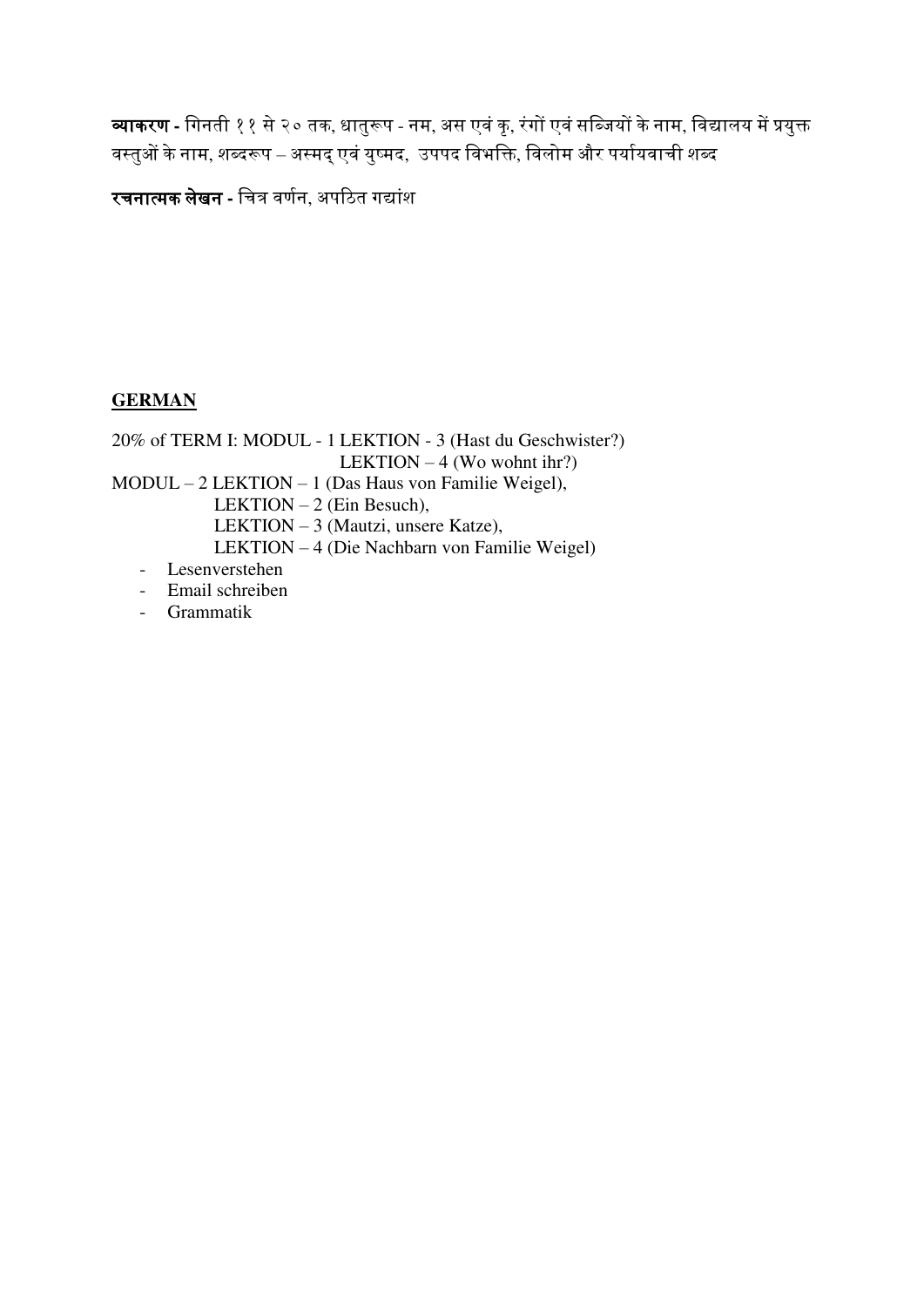**व्याकरण -** गिनती ११ से २० तक, धातुरूप - नम, अस एवं कृ, रंगों एवं सब्जियों के नाम, विद्यालय में प्रयुक्त वस्तुओं के नाम, शब्दरूप – अस्मद् एवं युष्मद, उपपद विभक्ति, विलोम और पर्यायवाची शब्द

**रचनात्मक लेखन -** चित्र वर्णन, अपठित गद्यांश

## GERMAN

20% of TERM I: MODUL - 1 LEKTION - 3 (Hast du Geschwister?)
LEKTION – 4 (Wo wohnt ihr?)

MODUL – 2 LEKTION – 1 (Das Haus von Familie Weigel),
LEKTION – 2 (Ein Besuch),
LEKTION – 3 (Mautzi, unsere Katze),
LEKTION – 4 (Die Nachbarn von Familie Weigel)

- Lesenverstehen
- Email schreiben
- Grammatik